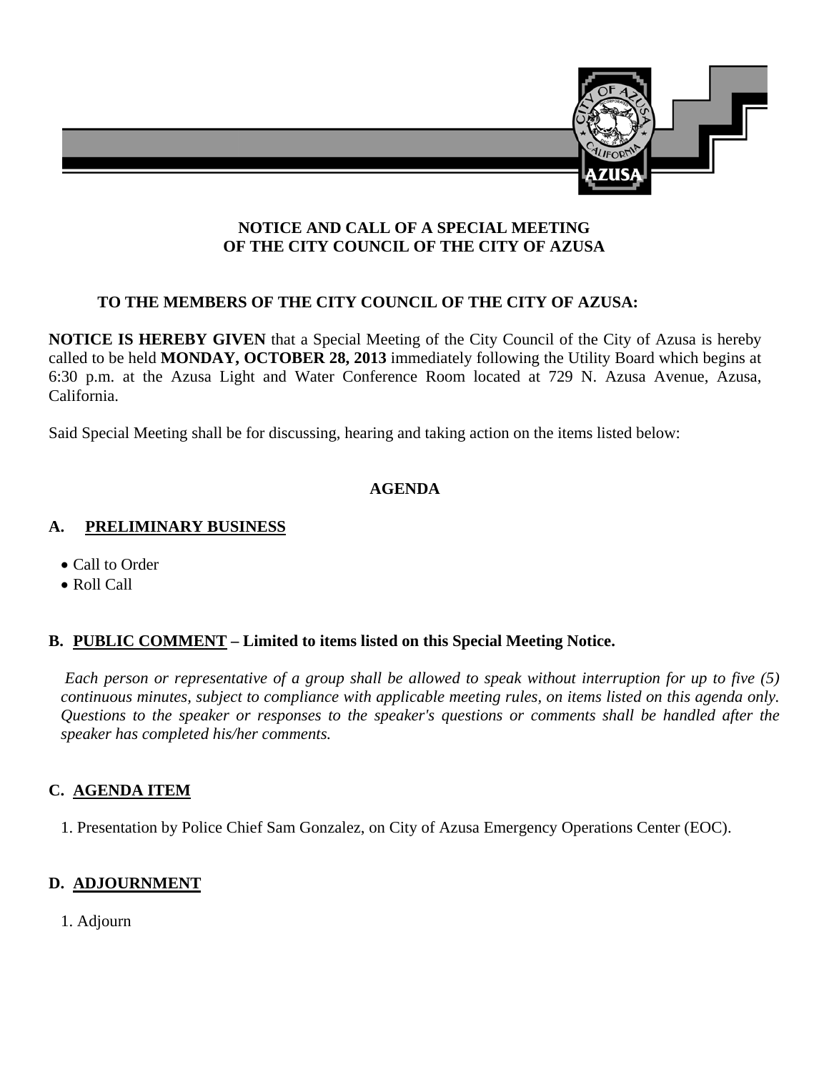# NOTICE AND CALL OF A SPECIAL MEETING OF THE CITY COUNCIL OF THE CITY OF AZUSA

**TO THE MEMBERS OF THE CITY COUNCIL OF THE CITY OF AZUSA:**

**NOTICE IS HEREBY GIVEN** that a Special Meeting of the City Council of the City of Azusa is hereby called to be held **MONDAY, OCTOBER 28, 2013** immediately following the Utility Board which begins at 6:30 p.m. at the Azusa Light and Water Conference Room located at 729 N. Azusa Avenue, Azusa, California.

Said Special Meeting shall be for discussing, hearing and taking action on the items listed below:

## AGENDA

### A. PRELIMINARY BUSINESS

- Call to Order
- Roll Call

### B. PUBLIC COMMENT – Limited to items listed on this Special Meeting Notice.

*Each person or representative of a group shall be allowed to speak without interruption for up to five (5) continuous minutes, subject to compliance with applicable meeting rules, on items listed on this agenda only. Questions to the speaker or responses to the speaker's questions or comments shall be handled after the speaker has completed his/her comments.*

### C. AGENDA ITEM

1. Presentation by Police Chief Sam Gonzalez, on City of Azusa Emergency Operations Center (EOC).

### D. ADJOURNMENT

1. Adjourn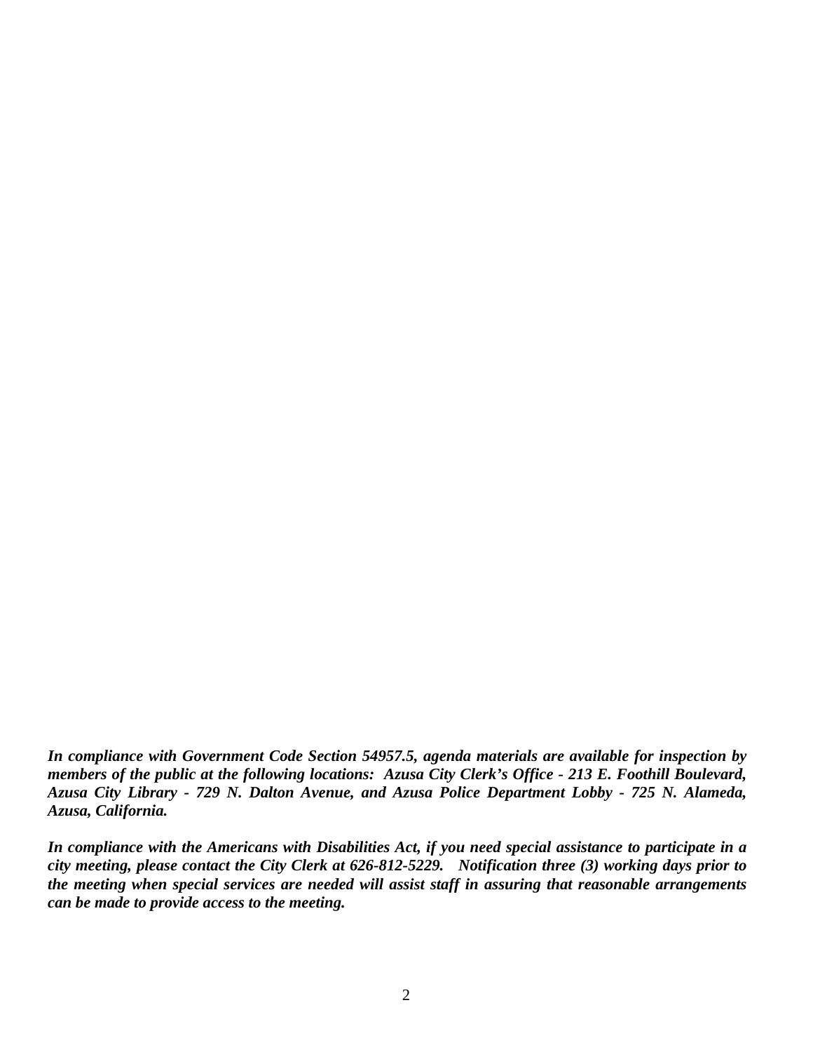***In compliance with Government Code Section 54957.5, agenda materials are available for inspection by members of the public at the following locations: Azusa City Clerk's Office - 213 E. Foothill Boulevard, Azusa City Library - 729 N. Dalton Avenue, and Azusa Police Department Lobby - 725 N. Alameda, Azusa, California.***

***In compliance with the Americans with Disabilities Act, if you need special assistance to participate in a city meeting, please contact the City Clerk at 626-812-5229. Notification three (3) working days prior to the meeting when special services are needed will assist staff in assuring that reasonable arrangements can be made to provide access to the meeting.***